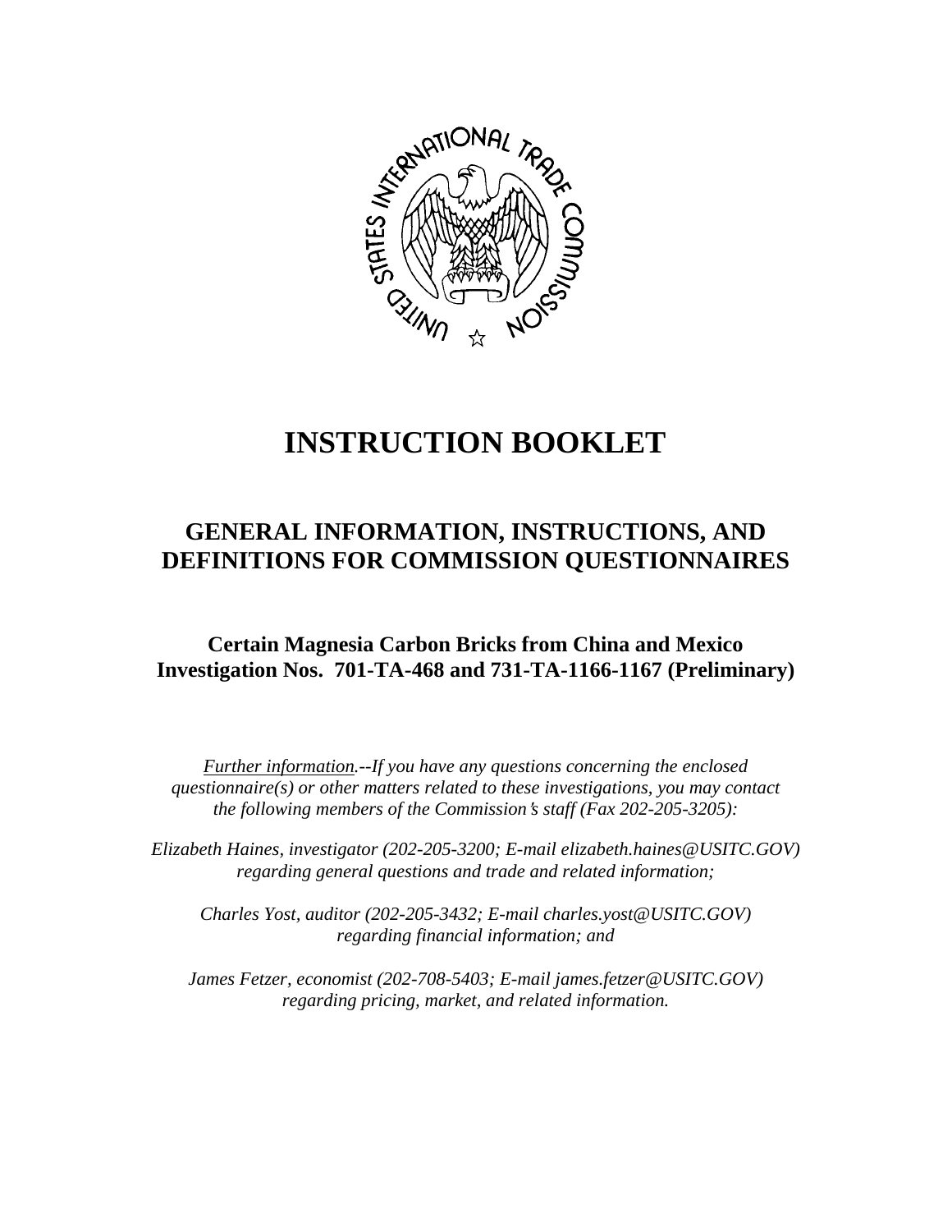# INSTRUCTION BOOKLET

## GENERAL INFORMATION, INSTRUCTIONS, AND DEFINITIONS FOR COMMISSION QUESTIONNAIRES

### Certain Magnesia Carbon Bricks from China and Mexico
### Investigation Nos. 701-TA-468 and 731-TA-1166-1167 (Preliminary)

*Further information.--If you have any questions concerning the enclosed questionnaire(s) or other matters related to these investigations, you may contact the following members of the Commission's staff (Fax 202-205-3205):*

*Elizabeth Haines, investigator (202-205-3200; E-mail elizabeth.haines@USITC.GOV) regarding general questions and trade and related information;*

*Charles Yost, auditor (202-205-3432; E-mail charles.yost@USITC.GOV) regarding financial information; and*

*James Fetzer, economist (202-708-5403; E-mail james.fetzer@USITC.GOV) regarding pricing, market, and related information.*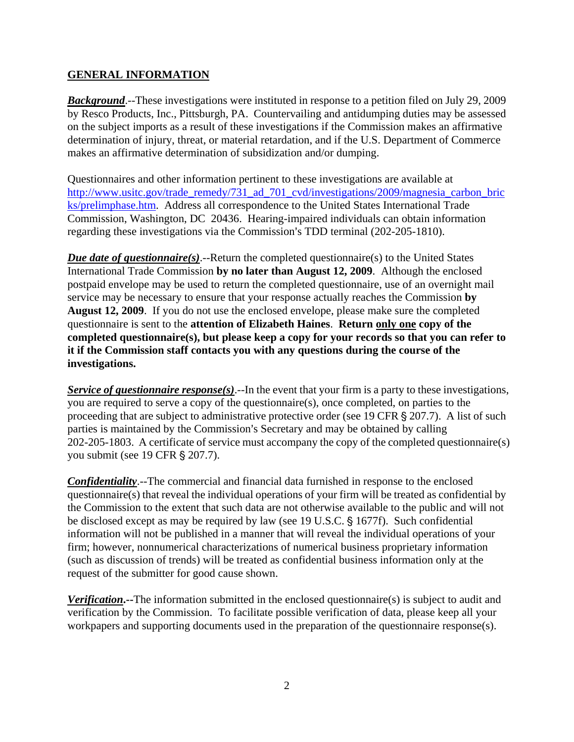## GENERAL INFORMATION

***Background***.--These investigations were instituted in response to a petition filed on July 29, 2009 by Resco Products, Inc., Pittsburgh, PA. Countervailing and antidumping duties may be assessed on the subject imports as a result of these investigations if the Commission makes an affirmative determination of injury, threat, or material retardation, and if the U.S. Department of Commerce makes an affirmative determination of subsidization and/or dumping.

Questionnaires and other information pertinent to these investigations are available at http://www.usitc.gov/trade_remedy/731_ad_701_cvd/investigations/2009/magnesia_carbon_bricks/prelimphase.htm. Address all correspondence to the United States International Trade Commission, Washington, DC 20436. Hearing-impaired individuals can obtain information regarding these investigations via the Commission's TDD terminal (202-205-1810).

***Due date of questionnaire(s)***.--Return the completed questionnaire(s) to the United States International Trade Commission **by no later than August 12, 2009**. Although the enclosed postpaid envelope may be used to return the completed questionnaire, use of an overnight mail service may be necessary to ensure that your response actually reaches the Commission **by August 12, 2009**. If you do not use the enclosed envelope, please make sure the completed questionnaire is sent to the **attention of Elizabeth Haines**. **Return only one copy of the completed questionnaire(s), but please keep a copy for your records so that you can refer to it if the Commission staff contacts you with any questions during the course of the investigations.**

***Service of questionnaire response(s)***.--In the event that your firm is a party to these investigations, you are required to serve a copy of the questionnaire(s), once completed, on parties to the proceeding that are subject to administrative protective order (see 19 CFR § 207.7). A list of such parties is maintained by the Commission's Secretary and may be obtained by calling 202-205-1803. A certificate of service must accompany the copy of the completed questionnaire(s) you submit (see 19 CFR § 207.7).

***Confidentiality***.--The commercial and financial data furnished in response to the enclosed questionnaire(s) that reveal the individual operations of your firm will be treated as confidential by the Commission to the extent that such data are not otherwise available to the public and will not be disclosed except as may be required by law (see 19 U.S.C. § 1677f). Such confidential information will not be published in a manner that will reveal the individual operations of your firm; however, nonnumerical characterizations of numerical business proprietary information (such as discussion of trends) will be treated as confidential business information only at the request of the submitter for good cause shown.

***Verification*.--**The information submitted in the enclosed questionnaire(s) is subject to audit and verification by the Commission. To facilitate possible verification of data, please keep all your workpapers and supporting documents used in the preparation of the questionnaire response(s).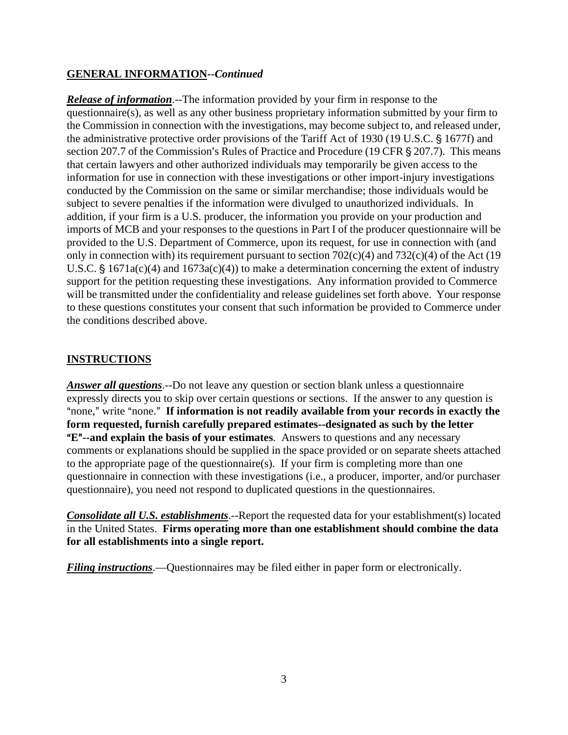**GENERAL INFORMATION--*Continued***

***Release of information***.--The information provided by your firm in response to the questionnaire(s), as well as any other business proprietary information submitted by your firm to the Commission in connection with the investigations, may become subject to, and released under, the administrative protective order provisions of the Tariff Act of 1930 (19 U.S.C. § 1677f) and section 207.7 of the Commission's Rules of Practice and Procedure (19 CFR § 207.7). This means that certain lawyers and other authorized individuals may temporarily be given access to the information for use in connection with these investigations or other import-injury investigations conducted by the Commission on the same or similar merchandise; those individuals would be subject to severe penalties if the information were divulged to unauthorized individuals. In addition, if your firm is a U.S. producer, the information you provide on your production and imports of MCB and your responses to the questions in Part I of the producer questionnaire will be provided to the U.S. Department of Commerce, upon its request, for use in connection with (and only in connection with) its requirement pursuant to section 702(c)(4) and 732(c)(4) of the Act (19 U.S.C. § 1671a(c)(4) and 1673a(c)(4)) to make a determination concerning the extent of industry support for the petition requesting these investigations. Any information provided to Commerce will be transmitted under the confidentiality and release guidelines set forth above. Your response to these questions constitutes your consent that such information be provided to Commerce under the conditions described above.

**INSTRUCTIONS**

***Answer all questions***.--Do not leave any question or section blank unless a questionnaire expressly directs you to skip over certain questions or sections. If the answer to any question is "none," write "none." **If information is not readily available from your records in exactly the form requested, furnish carefully prepared estimates--designated as such by the letter "E"--and explain the basis of your estimates**. Answers to questions and any necessary comments or explanations should be supplied in the space provided or on separate sheets attached to the appropriate page of the questionnaire(s). If your firm is completing more than one questionnaire in connection with these investigations (i.e., a producer, importer, and/or purchaser questionnaire), you need not respond to duplicated questions in the questionnaires.

***Consolidate all U.S. establishments***.--Report the requested data for your establishment(s) located in the United States. **Firms operating more than one establishment should combine the data for all establishments into a single report.**

***Filing instructions***.—Questionnaires may be filed either in paper form or electronically.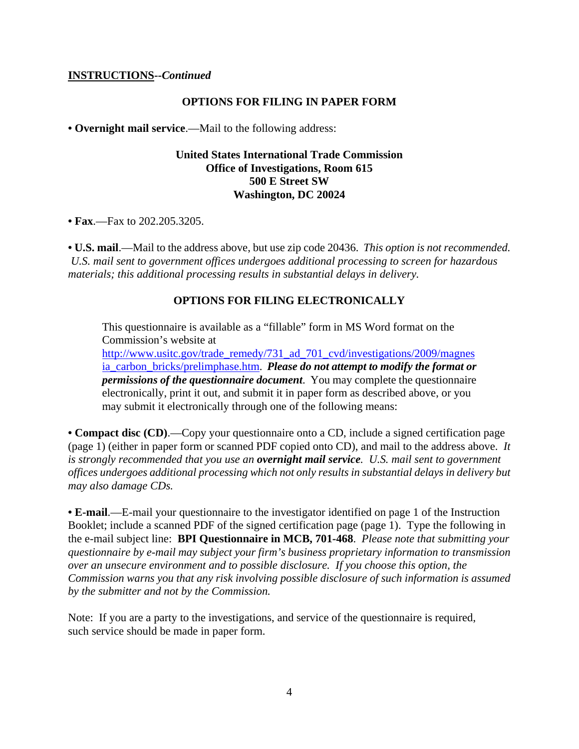**INSTRUCTIONS**--*Continued*

## OPTIONS FOR FILING IN PAPER FORM

• **Overnight mail service**.—Mail to the following address:

**United States International Trade Commission**
**Office of Investigations, Room 615**
**500 E Street SW**
**Washington, DC 20024**

• **Fax**.—Fax to 202.205.3205.

• **U.S. mail**.—Mail to the address above, but use zip code 20436. *This option is not recommended. U.S. mail sent to government offices undergoes additional processing to screen for hazardous materials; this additional processing results in substantial delays in delivery.*

## OPTIONS FOR FILING ELECTRONICALLY

This questionnaire is available as a "fillable" form in MS Word format on the Commission's website at http://www.usitc.gov/trade_remedy/731_ad_701_cvd/investigations/2009/magnesia_carbon_bricks/prelimphase.htm. ***Please do not attempt to modify the format or permissions of the questionnaire document****.* You may complete the questionnaire electronically, print it out, and submit it in paper form as described above, or you may submit it electronically through one of the following means:

• **Compact disc (CD)**.—Copy your questionnaire onto a CD, include a signed certification page (page 1) (either in paper form or scanned PDF copied onto CD), and mail to the address above. *It is strongly recommended that you use an* ***overnight mail service****. U.S. mail sent to government offices undergoes additional processing which not only results in substantial delays in delivery but may also damage CDs.*

• **E-mail**.—E-mail your questionnaire to the investigator identified on page 1 of the Instruction Booklet; include a scanned PDF of the signed certification page (page 1). Type the following in the e-mail subject line: **BPI Questionnaire in MCB, 701-468**. *Please note that submitting your questionnaire by e-mail may subject your firm's business proprietary information to transmission over an unsecure environment and to possible disclosure. If you choose this option, the Commission warns you that any risk involving possible disclosure of such information is assumed by the submitter and not by the Commission.*

Note: If you are a party to the investigations, and service of the questionnaire is required, such service should be made in paper form.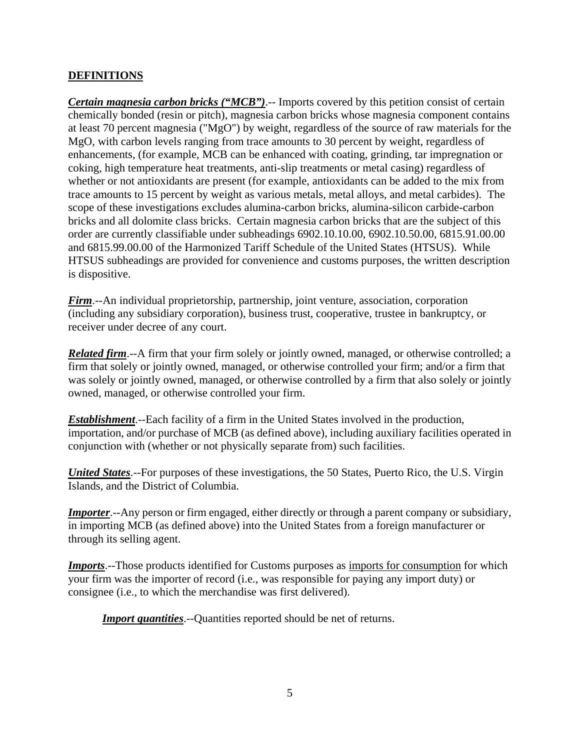## DEFINITIONS

***Certain magnesia carbon bricks ("MCB")***.-- Imports covered by this petition consist of certain chemically bonded (resin or pitch), magnesia carbon bricks whose magnesia component contains at least 70 percent magnesia ("MgO") by weight, regardless of the source of raw materials for the MgO, with carbon levels ranging from trace amounts to 30 percent by weight, regardless of enhancements, (for example, MCB can be enhanced with coating, grinding, tar impregnation or coking, high temperature heat treatments, anti-slip treatments or metal casing) regardless of whether or not antioxidants are present (for example, antioxidants can be added to the mix from trace amounts to 15 percent by weight as various metals, metal alloys, and metal carbides). The scope of these investigations excludes alumina-carbon bricks, alumina-silicon carbide-carbon bricks and all dolomite class bricks. Certain magnesia carbon bricks that are the subject of this order are currently classifiable under subheadings 6902.10.10.00, 6902.10.50.00, 6815.91.00.00 and 6815.99.00.00 of the Harmonized Tariff Schedule of the United States (HTSUS). While HTSUS subheadings are provided for convenience and customs purposes, the written description is dispositive.

***Firm***.--An individual proprietorship, partnership, joint venture, association, corporation (including any subsidiary corporation), business trust, cooperative, trustee in bankruptcy, or receiver under decree of any court.

***Related firm***.--A firm that your firm solely or jointly owned, managed, or otherwise controlled; a firm that solely or jointly owned, managed, or otherwise controlled your firm; and/or a firm that was solely or jointly owned, managed, or otherwise controlled by a firm that also solely or jointly owned, managed, or otherwise controlled your firm.

***Establishment***.--Each facility of a firm in the United States involved in the production, importation, and/or purchase of MCB (as defined above), including auxiliary facilities operated in conjunction with (whether or not physically separate from) such facilities.

***United States***.--For purposes of these investigations, the 50 States, Puerto Rico, the U.S. Virgin Islands, and the District of Columbia.

***Importer***.--Any person or firm engaged, either directly or through a parent company or subsidiary, in importing MCB (as defined above) into the United States from a foreign manufacturer or through its selling agent.

***Imports***.--Those products identified for Customs purposes as imports for consumption for which your firm was the importer of record (i.e., was responsible for paying any import duty) or consignee (i.e., to which the merchandise was first delivered).

***Import quantities***.--Quantities reported should be net of returns.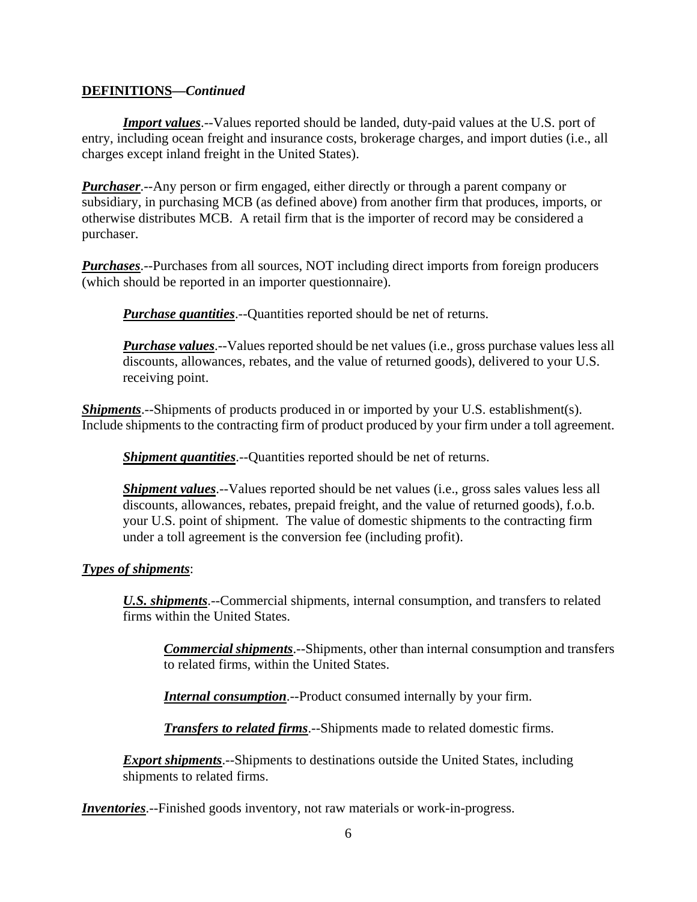**DEFINITIONS—*Continued***

***Import values***.--Values reported should be landed, duty-paid values at the U.S. port of entry, including ocean freight and insurance costs, brokerage charges, and import duties (i.e., all charges except inland freight in the United States).

***Purchaser***.--Any person or firm engaged, either directly or through a parent company or subsidiary, in purchasing MCB (as defined above) from another firm that produces, imports, or otherwise distributes MCB. A retail firm that is the importer of record may be considered a purchaser.

***Purchases***.--Purchases from all sources, NOT including direct imports from foreign producers (which should be reported in an importer questionnaire).

> ***Purchase quantities***.--Quantities reported should be net of returns.
>
> ***Purchase values***.--Values reported should be net values (i.e., gross purchase values less all discounts, allowances, rebates, and the value of returned goods), delivered to your U.S. receiving point.

***Shipments***.--Shipments of products produced in or imported by your U.S. establishment(s). Include shipments to the contracting firm of product produced by your firm under a toll agreement.

> ***Shipment quantities***.--Quantities reported should be net of returns.
>
> ***Shipment values***.--Values reported should be net values (i.e., gross sales values less all discounts, allowances, rebates, prepaid freight, and the value of returned goods), f.o.b. your U.S. point of shipment. The value of domestic shipments to the contracting firm under a toll agreement is the conversion fee (including profit).

***Types of shipments***:

> ***U.S. shipments***.--Commercial shipments, internal consumption, and transfers to related firms within the United States.
>
> > ***Commercial shipments***.--Shipments, other than internal consumption and transfers to related firms, within the United States.
> >
> > ***Internal consumption***.--Product consumed internally by your firm.
> >
> > ***Transfers to related firms***.--Shipments made to related domestic firms.
>
> ***Export shipments***.--Shipments to destinations outside the United States, including shipments to related firms.

***Inventories***.--Finished goods inventory, not raw materials or work-in-progress.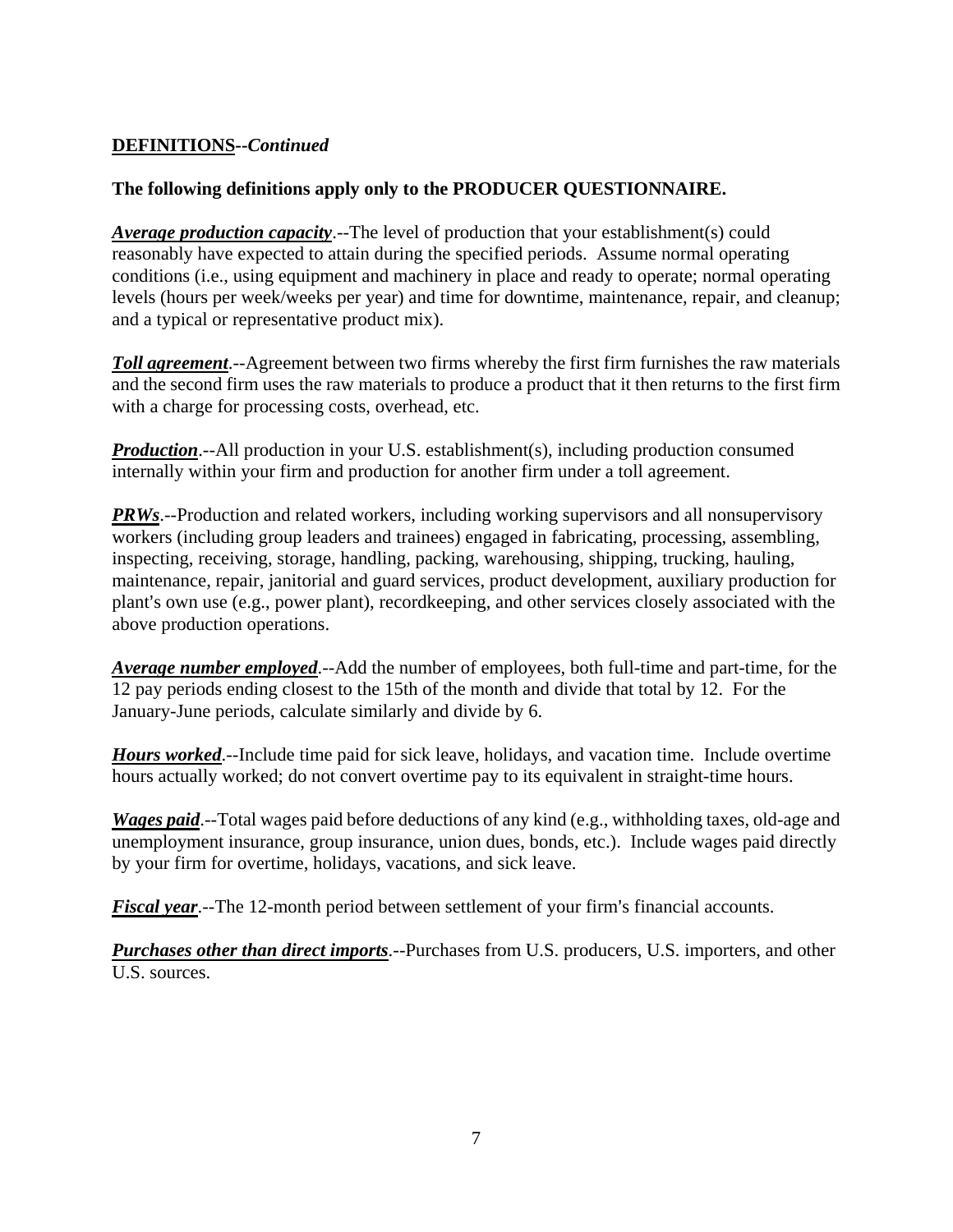**DEFINITIONS--*Continued***

**The following definitions apply only to the PRODUCER QUESTIONNAIRE.**

***Average production capacity***.--The level of production that your establishment(s) could reasonably have expected to attain during the specified periods. Assume normal operating conditions (i.e., using equipment and machinery in place and ready to operate; normal operating levels (hours per week/weeks per year) and time for downtime, maintenance, repair, and cleanup; and a typical or representative product mix).

***Toll agreement***.--Agreement between two firms whereby the first firm furnishes the raw materials and the second firm uses the raw materials to produce a product that it then returns to the first firm with a charge for processing costs, overhead, etc.

***Production***.--All production in your U.S. establishment(s), including production consumed internally within your firm and production for another firm under a toll agreement.

***PRWs***.--Production and related workers, including working supervisors and all nonsupervisory workers (including group leaders and trainees) engaged in fabricating, processing, assembling, inspecting, receiving, storage, handling, packing, warehousing, shipping, trucking, hauling, maintenance, repair, janitorial and guard services, product development, auxiliary production for plant's own use (e.g., power plant), recordkeeping, and other services closely associated with the above production operations.

***Average number employed***.--Add the number of employees, both full-time and part-time, for the 12 pay periods ending closest to the 15th of the month and divide that total by 12. For the January-June periods, calculate similarly and divide by 6.

***Hours worked***.--Include time paid for sick leave, holidays, and vacation time. Include overtime hours actually worked; do not convert overtime pay to its equivalent in straight-time hours.

***Wages paid***.--Total wages paid before deductions of any kind (e.g., withholding taxes, old-age and unemployment insurance, group insurance, union dues, bonds, etc.). Include wages paid directly by your firm for overtime, holidays, vacations, and sick leave.

***Fiscal year***.--The 12-month period between settlement of your firm's financial accounts.

***Purchases other than direct imports***.--Purchases from U.S. producers, U.S. importers, and other U.S. sources.